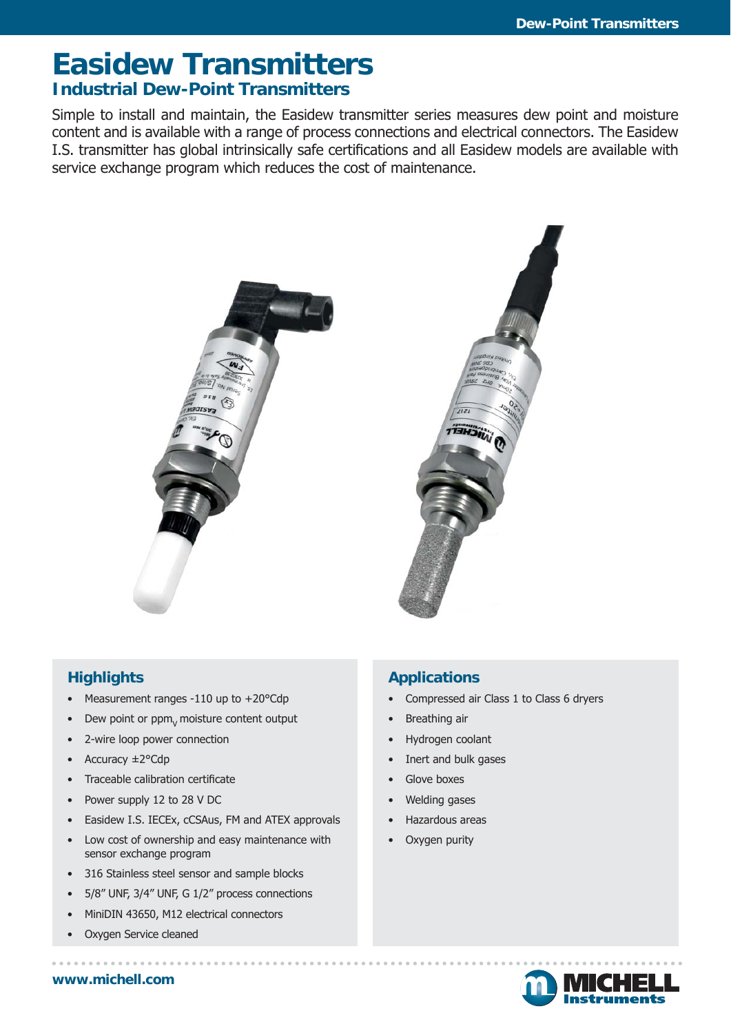# Easidew Transmitters

## Industrial Dew-Point Transmitters

Simple to install and maintain, the Easidew transmitter series measures dew point and moisture content and is available with a range of process connections and electrical connectors. The Easidew I.S. transmitter has global intrinsically safe certifications and all Easidew models are available with service exchange program which reduces the cost of maintenance.

### Highlights

- Measurement ranges -110 up to +20°Cdp
- Dew point or $ppm_V$ moisture content output
- 2-wire loop power connection
- Accuracy ±2°Cdp
- Traceable calibration certificate
- Power supply 12 to 28 V DC
- Easidew I.S. IECEx, cCSAus, FM and ATEX approvals
- Low cost of ownership and easy maintenance with sensor exchange program
- 316 Stainless steel sensor and sample blocks
- 5/8" UNF, 3/4" UNF, G 1/2" process connections
- MiniDIN 43650, M12 electrical connectors
- Oxygen Service cleaned

### Applications

- Compressed air Class 1 to Class 6 dryers
- Breathing air
- Hydrogen coolant
- Inert and bulk gases
- Glove boxes
- Welding gases
- Hazardous areas
- Oxygen purity

www.michell.com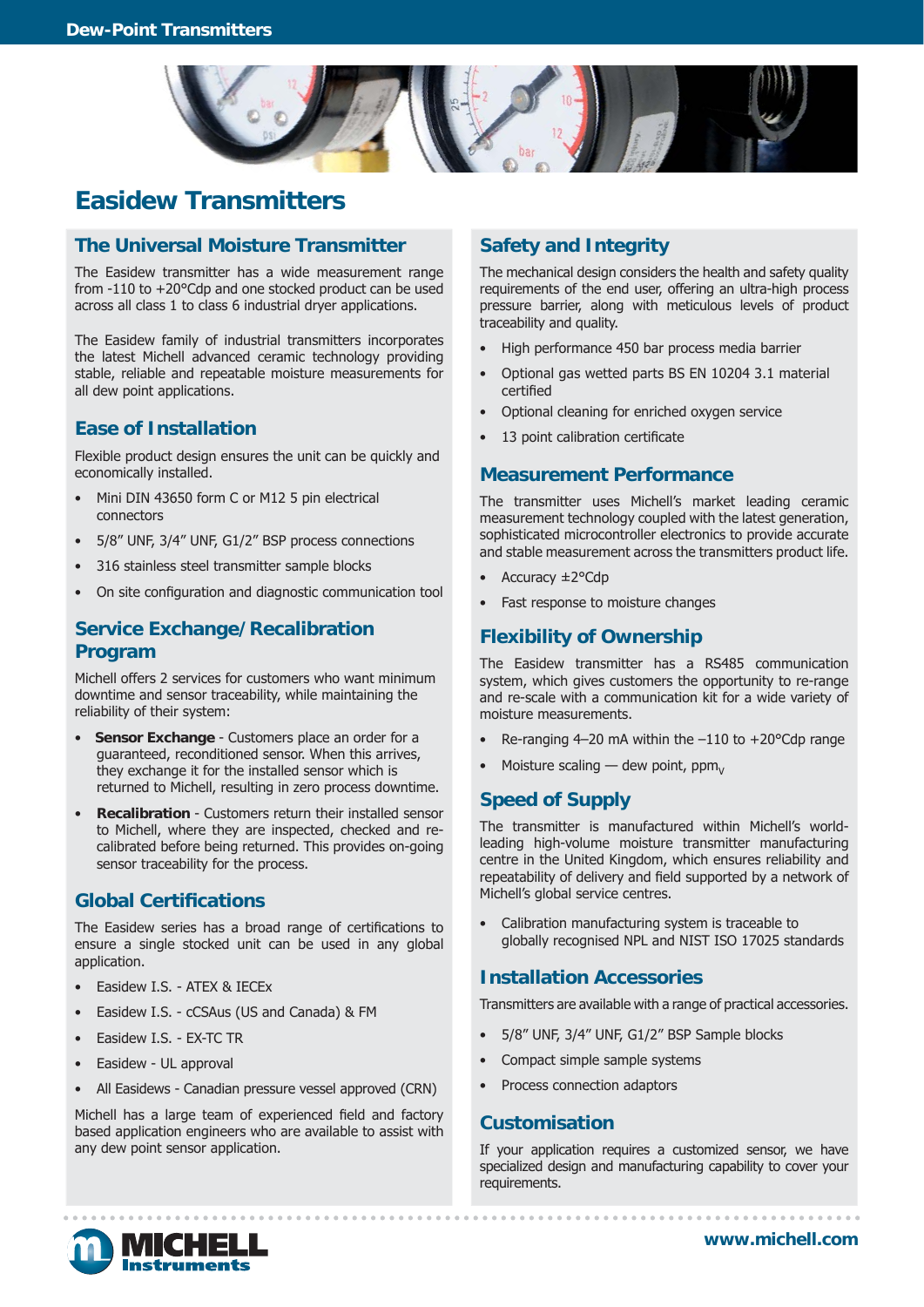# Easidew Transmitters

## The Universal Moisture Transmitter

The Easidew transmitter has a wide measurement range from -110 to +20°Cdp and one stocked product can be used across all class 1 to class 6 industrial dryer applications.

The Easidew family of industrial transmitters incorporates the latest Michell advanced ceramic technology providing stable, reliable and repeatable moisture measurements for all dew point applications.

## Ease of Installation

Flexible product design ensures the unit can be quickly and economically installed.

- Mini DIN 43650 form C or M12 5 pin electrical connectors
- 5/8" UNF, 3/4" UNF, G1/2" BSP process connections
- 316 stainless steel transmitter sample blocks
- On site configuration and diagnostic communication tool

## Service Exchange/Recalibration Program

Michell offers 2 services for customers who want minimum downtime and sensor traceability, while maintaining the reliability of their system:

- **Sensor Exchange** - Customers place an order for a guaranteed, reconditioned sensor. When this arrives, they exchange it for the installed sensor which is returned to Michell, resulting in zero process downtime.
- **Recalibration** - Customers return their installed sensor to Michell, where they are inspected, checked and re-calibrated before being returned. This provides on-going sensor traceability for the process.

## Global Certifications

The Easidew series has a broad range of certifications to ensure a single stocked unit can be used in any global application.

- Easidew I.S. - ATEX & IECEx
- Easidew I.S. - cCSAus (US and Canada) & FM
- Easidew I.S. - EX-TC TR
- Easidew - UL approval
- All Easidews - Canadian pressure vessel approved (CRN)

Michell has a large team of experienced field and factory based application engineers who are available to assist with any dew point sensor application.

## Safety and Integrity

The mechanical design considers the health and safety quality requirements of the end user, offering an ultra-high process pressure barrier, along with meticulous levels of product traceability and quality.

- High performance 450 bar process media barrier
- Optional gas wetted parts BS EN 10204 3.1 material certified
- Optional cleaning for enriched oxygen service
- 13 point calibration certificate

## Measurement Performance

The transmitter uses Michell's market leading ceramic measurement technology coupled with the latest generation, sophisticated microcontroller electronics to provide accurate and stable measurement across the transmitters product life.

- Accuracy ±2°Cdp
- Fast response to moisture changes

## Flexibility of Ownership

The Easidew transmitter has a RS485 communication system, which gives customers the opportunity to re-range and re-scale with a communication kit for a wide variety of moisture measurements.

- Re-ranging 4–20 mA within the –110 to +20°Cdp range
- Moisture scaling — dew point, $ppm_V$

## Speed of Supply

The transmitter is manufactured within Michell's world-leading high-volume moisture transmitter manufacturing centre in the United Kingdom, which ensures reliability and repeatability of delivery and field supported by a network of Michell's global service centres.

- Calibration manufacturing system is traceable to globally recognised NPL and NIST ISO 17025 standards

## Installation Accessories

Transmitters are available with a range of practical accessories.

- 5/8" UNF, 3/4" UNF, G1/2" BSP Sample blocks
- Compact simple sample systems
- Process connection adaptors

## Customisation

If your application requires a customized sensor, we have specialized design and manufacturing capability to cover your requirements.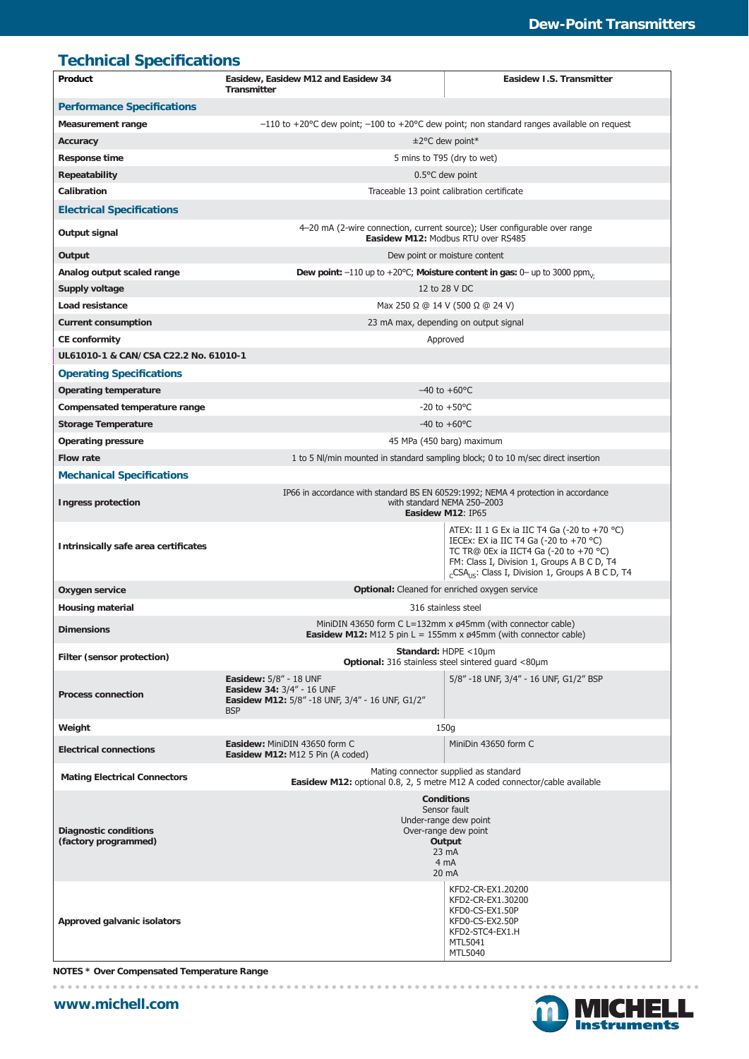## Technical Specifications

| Product | Easidew, Easidew M12 and Easidew 34 Transmitter | Easidew I.S. Transmitter |
|---|---|---|
| **Performance Specifications** | | |
| **Measurement range** | −110 to +20°C dew point; −100 to +20°C dew point; non standard ranges available on request | |
| **Accuracy** | ±2°C dew point* | |
| **Response time** | 5 mins to T95 (dry to wet) | |
| **Repeatability** | 0.5°C dew point | |
| **Calibration** | Traceable 13 point calibration certificate | |
| **Electrical Specifications** | | |
| **Output signal** | 4–20 mA (2-wire connection, current source); User configurable over range **Easidew M12:** Modbus RTU over RS485 | |
| **Output** | Dew point or moisture content | |
| **Analog output scaled range** | **Dew point:** –110 up to +20°C; **Moisture content in gas:** 0– up to 3000 $ppm_V$ | |
| **Supply voltage** | 12 to 28 V DC | |
| **Load resistance** | Max 250 Ω @ 14 V (500 Ω @ 24 V) | |
| **Current consumption** | 23 mA max, depending on output signal | |
| **CE conformity** | Approved | |
| **UL61010-1 & CAN/CSA C22.2 No. 61010-1** | | |
| **Operating Specifications** | | |
| **Operating temperature** | −40 to +60°C | |
| **Compensated temperature range** | -20 to +50°C | |
| **Storage Temperature** | -40 to +60°C | |
| **Operating pressure** | 45 MPa (450 barg) maximum | |
| **Flow rate** | 1 to 5 Nl/min mounted in standard sampling block; 0 to 10 m/sec direct insertion | |
| **Mechanical Specifications** | | |
| **Ingress protection** | IP66 in accordance with standard BS EN 60529:1992; NEMA 4 protection in accordance with standard NEMA 250–2003 **Easidew M12**: IP65 | |
| **Intrinsically safe area certificates** | | ATEX: II 1 G Ex ia IIC T4 Ga (-20 to +70 °C) IECEx: EX ia IIC T4 Ga (-20 to +70 °C) TC TR@ 0Ex ia IICT4 Ga (-20 to +70 °C) FM: Class I, Division 1, Groups A B C D, T4 $_C$CSA$_{US}$: Class I, Division 1, Groups A B C D, T4 |
| **Oxygen service** | **Optional:** Cleaned for enriched oxygen service | |
| **Housing material** | 316 stainless steel | |
| **Dimensions** | MiniDIN 43650 form C L=132mm x ø45mm (with connector cable) **Easidew M12:** M12 5 pin L = 155mm x ø45mm (with connector cable) | |
| **Filter (sensor protection)** | **Standard:** HDPE <10µm **Optional:** 316 stainless steel sintered guard <80µm | |
| **Process connection** | **Easidew:** 5/8" - 18 UNF **Easidew 34:** 3/4" - 16 UNF **Easidew M12:** 5/8" -18 UNF, 3/4" - 16 UNF, G1/2" BSP | 5/8" -18 UNF, 3/4" - 16 UNF, G1/2" BSP |
| **Weight** | 150g | |
| **Electrical connections** | **Easidew:** MiniDIN 43650 form C **Easidew M12:** M12 5 Pin (A coded) | MiniDin 43650 form C |
| **Mating Electrical Connectors** | Mating connector supplied as standard **Easidew M12:** optional 0.8, 2, 5 metre M12 A coded connector/cable available | |
| **Diagnostic conditions (factory programmed)** | **Conditions** Sensor fault / Under-range dew point / Over-range dew point **Output** 23 mA / 4 mA / 20 mA | |
| **Approved galvanic isolators** | | KFD2-CR-EX1.20200 KFD2-CR-EX1.30200 KFD0-CS-EX1.50P KFD0-CS-EX2.50P KFD2-STC4-EX1.H MTL5041 MTL5040 |

**NOTES * Over Compensated Temperature Range**

www.michell.com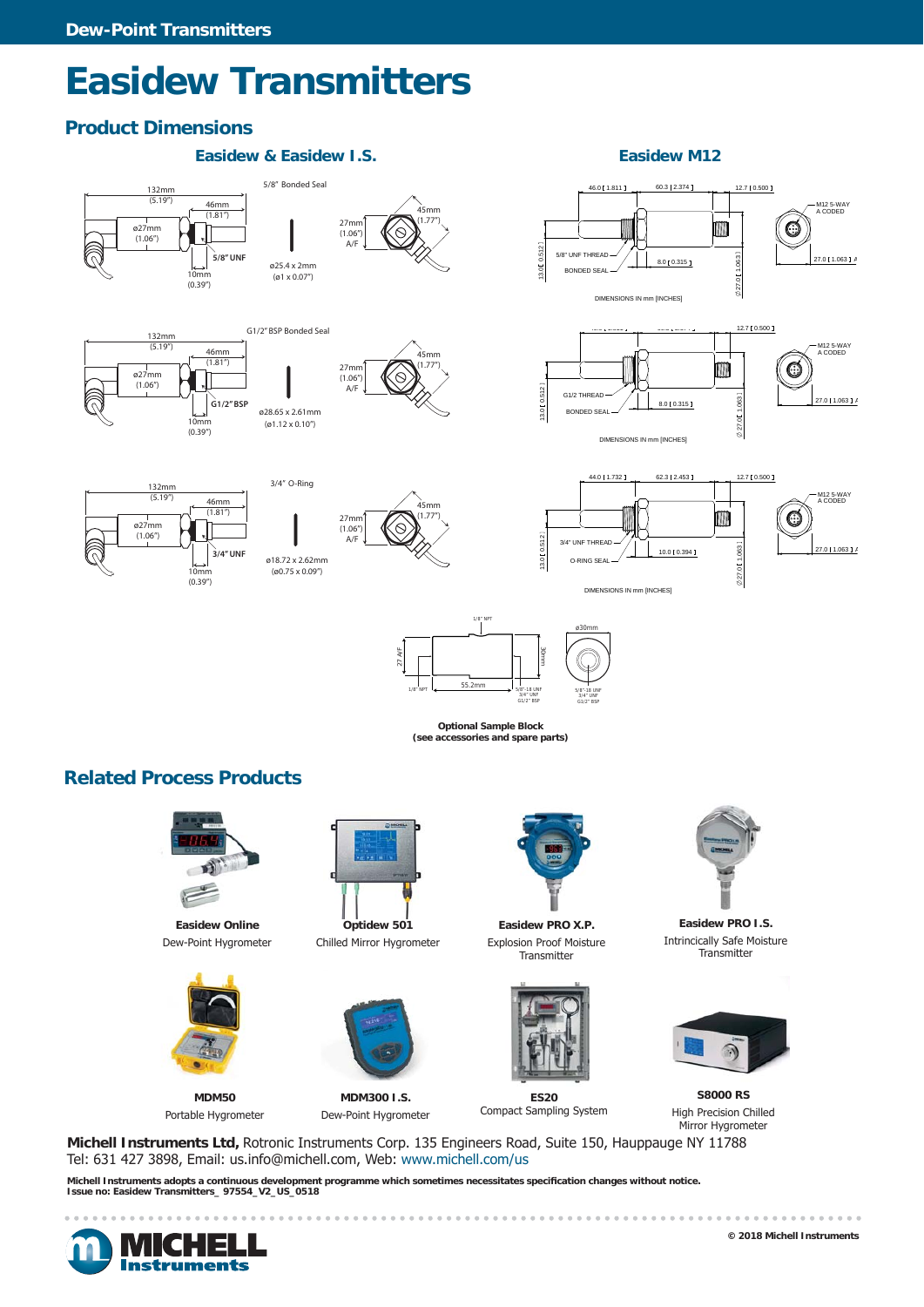# Easidew Transmitters

## Product Dimensions

### Easidew & Easidew I.S.

132mm
(5.19")
46mm
(1.81")
ø27mm
(1.06")
5/8" UNF
10mm
(0.39")

5/8" Bonded Seal
ø25.4 x 2mm
(ø1 x 0.07")

27mm
(1.06")
A/F
45mm
(1.77")

132mm
(5.19")
46mm
(1.81")
ø27mm
(1.06")
G1/2" BSP
10mm
(0.39")

G1/2" BSP Bonded Seal
ø28.65 x 2.61mm
(ø1.12 x 0.10")

27mm
(1.06")
A/F
45mm
(1.77")

132mm
(5.19")
46mm
(1.81")
ø27mm
(1.06")
3/4" UNF
10mm
(0.39")

3/4" O-Ring
ø18.72 x 2.62mm
(ø0.75 x 0.09")

27mm
(1.06")
A/F
45mm
(1.77")

### Easidew M12

46.0 [ 1.811 ]
60.3 [ 2.374 ]
12.7 [ 0.500 ]
13.0 [ 0.512 ]
5/8" UNF THREAD
BONDED SEAL
8.0 [ 0.315 ]
Ø27.0 [ 1.063 ]
M12 5-WAY A CODED
27.0 [ 1.063 ]
DIMENSIONS IN mm [INCHES]

12.7 [ 0.500 ]
13.0 [ 0.512 ]
G1/2 THREAD
BONDED SEAL
8.0 [ 0.315 ]
Ø27.0 [ 1.063 ]
M12 5-WAY A CODED
27.0 [ 1.063 ]
DIMENSIONS IN mm [INCHES]

44.0 [ 1.732 ]
62.3 [ 2.453 ]
12.7 [ 0.500 ]
13.0 [ 0.512 ]
3/4" UNF THREAD
O-RING SEAL
10.0 [ 0.394 ]
Ø27.0 [ 1.063 ]
M12 5-WAY A CODED
27.0 [ 1.063 ]
DIMENSIONS IN mm [INCHES]

1/8" NPT
27 A/F
1/8" NPT
55.2mm
30mm
5/8"-18 UNF
3/4" UNF
G1/2" BSP
ø30mm
5/8"-18 UNF
3/4" UNF
G1/2" BSP

**Optional Sample Block**
**(see accessories and spare parts)**

## Related Process Products

**Easidew Online**
Dew-Point Hygrometer

**Optidew 501**
Chilled Mirror Hygrometer

**Easidew PRO X.P.**
Explosion Proof Moisture Transmitter

**Easidew PRO I.S.**
Intrincically Safe Moisture Transmitter

**MDM50**
Portable Hygrometer

**MDM300 I.S.**
Dew-Point Hygrometer

**ES20**
Compact Sampling System

**S8000 RS**
High Precision Chilled Mirror Hygrometer

**Michell Instruments Ltd,** Rotronic Instruments Corp. 135 Engineers Road, Suite 150, Hauppauge NY 11788
Tel: 631 427 3898, Email: us.info@michell.com, Web: www.michell.com/us

**Michell Instruments adopts a continuous development programme which sometimes necessitates specification changes without notice.**
**Issue no: Easidew Transmitters_ 97554_V2_US_0518**

MICHELL Instruments

© 2018 Michell Instruments